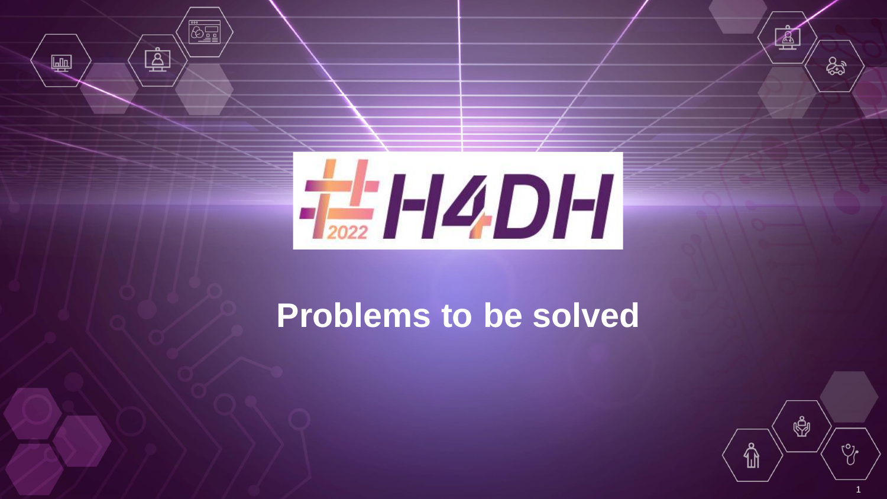# #H4DH 2022

## Problems to be solved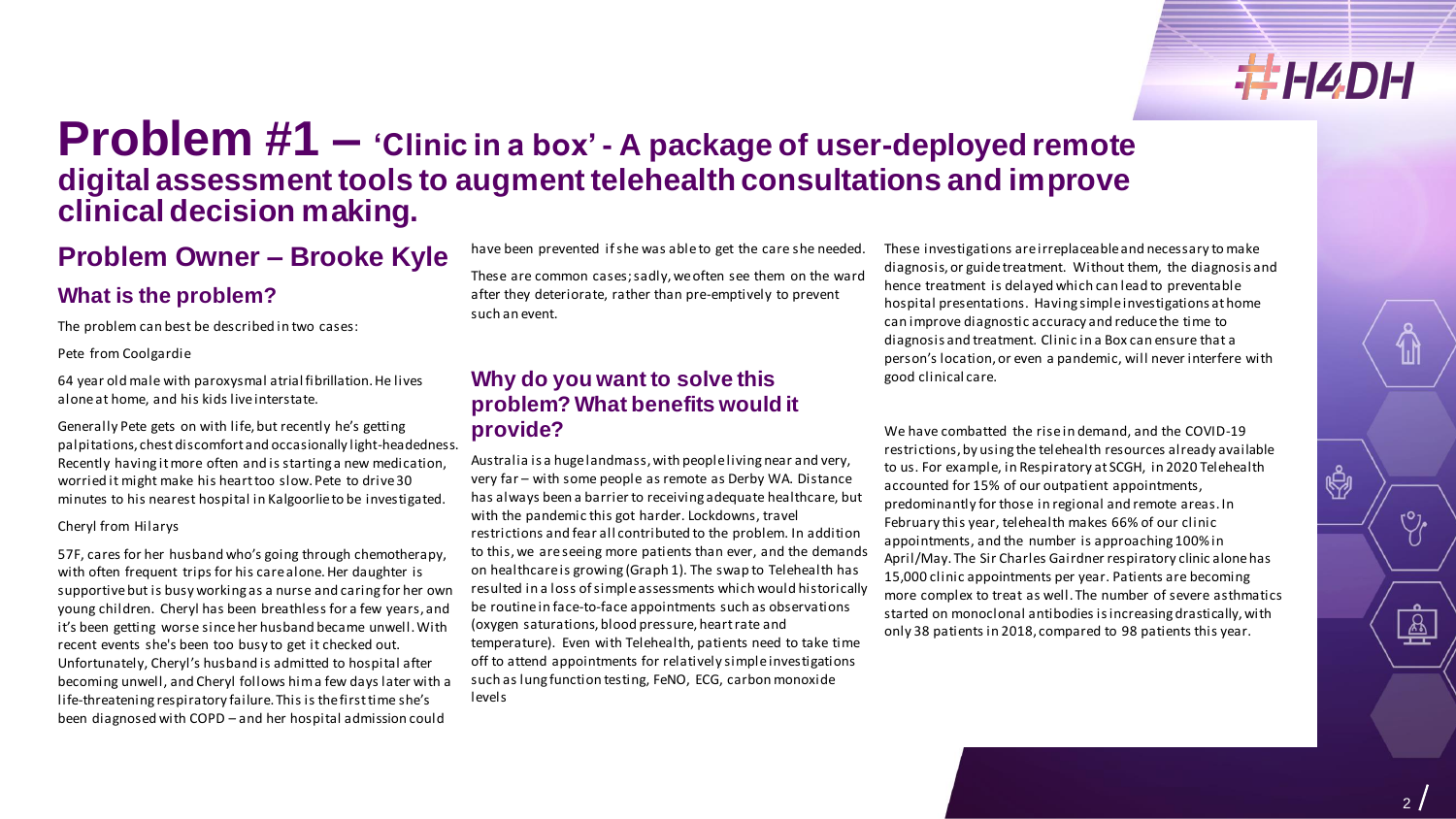# Problem #1 – 'Clinic in a box' - A package of user-deployed remote digital assessment tools to augment telehealth consultations and improve clinical decision making.

## Problem Owner – Brooke Kyle

### What is the problem?

The problem can best be described in two cases:

Pete from Coolgardie

64 year old male with paroxysmal atrial fibrillation. He lives alone at home, and his kids live interstate.

Generally Pete gets on with life, but recently he's getting palpitations, chest discomfort and occasionally light-headedness. Recently having it more often and is starting a new medication, worried it might make his heart too slow. Pete to drive 30 minutes to his nearest hospital in Kalgoorlie to be investigated.

Cheryl from Hilarys

57F, cares for her husband who's going through chemotherapy, with often frequent trips for his care alone. Her daughter is supportive but is busy working as a nurse and caring for her own young children. Cheryl has been breathless for a few years, and it's been getting worse since her husband became unwell. With recent events she's been too busy to get it checked out. Unfortunately, Cheryl's husband is admitted to hospital after becoming unwell, and Cheryl follows him a few days later with a life-threatening respiratory failure. This is the first time she's been diagnosed with COPD – and her hospital admission could have been prevented if she was able to get the care she needed.

These are common cases; sadly, we often see them on the ward after they deteriorate, rather than pre-emptively to prevent such an event.

### Why do you want to solve this problem? What benefits would it provide?

Australia is a huge landmass, with people living near and very, very far – with some people as remote as Derby WA. Distance has always been a barrier to receiving adequate healthcare, but with the pandemic this got harder. Lockdowns, travel restrictions and fear all contributed to the problem. In addition to this, we are seeing more patients than ever, and the demands on healthcare is growing (Graph 1). The swap to Telehealth has resulted in a loss of simple assessments which would historically be routine in face-to-face appointments such as observations (oxygen saturations, blood pressure, heart rate and temperature). Even with Telehealth, patients need to take time off to attend appointments for relatively simple investigations such as lung function testing, FeNO, ECG, carbon monoxide levels

These investigations are irreplaceable and necessary to make diagnosis, or guide treatment. Without them, the diagnosis and hence treatment is delayed which can lead to preventable hospital presentations. Having simple investigations at home can improve diagnostic accuracy and reduce the time to diagnosis and treatment. Clinic in a Box can ensure that a person's location, or even a pandemic, will never interfere with good clinical care.

We have combatted the rise in demand, and the COVID-19 restrictions, by using the telehealth resources already available to us. For example, in Respiratory at SCGH, in 2020 Telehealth accounted for 15% of our outpatient appointments, predominantly for those in regional and remote areas. In February this year, telehealth makes 66% of our clinic appointments, and the number is approaching 100% in April/May. The Sir Charles Gairdner respiratory clinic alone has 15,000 clinic appointments per year. Patients are becoming more complex to treat as well. The number of severe asthmatics started on monoclonal antibodies is increasing drastically, with only 38 patients in 2018, compared to 98 patients this year.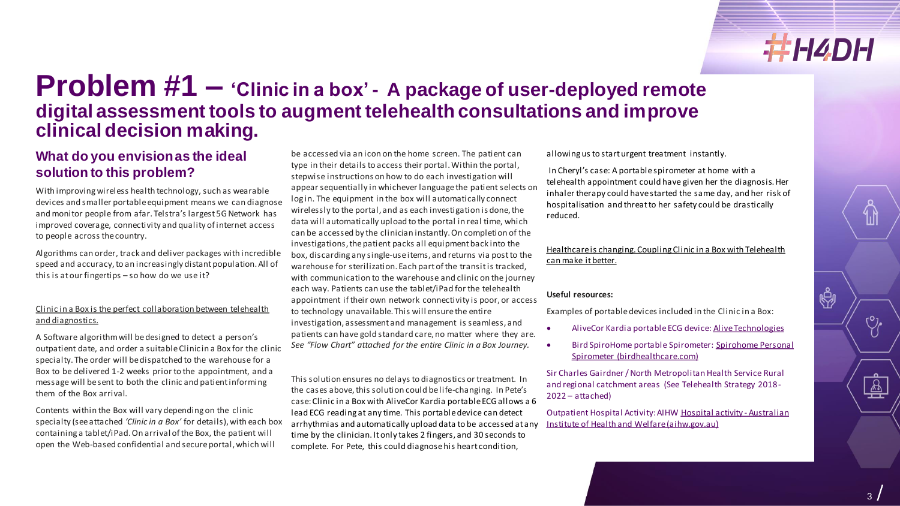# Problem #1 – 'Clinic in a box' - A package of user-deployed remote digital assessment tools to augment telehealth consultations and improve clinical decision making.

## What do you envision as the ideal solution to this problem?

With improving wireless health technology, such as wearable devices and smaller portable equipment means we can diagnose and monitor people from afar. Telstra's largest 5G Network has improved coverage, connectivity and quality of internet access to people across the country.

Algorithms can order, track and deliver packages with incredible speed and accuracy, to an increasingly distant population. All of this is at our fingertips – so how do we use it?

Clinic in a Box is the perfect collaboration between telehealth and diagnostics.

A Software algorithm will be designed to detect a person's outpatient date, and order a suitable Clinic in a Box for the clinic specialty. The order will be dispatched to the warehouse for a Box to be delivered 1-2 weeks prior to the appointment, and a message will be sent to both the clinic and patient informing them of the Box arrival.

Contents within the Box will vary depending on the clinic specialty (see attached *'Clinic in a Box'* for details), with each box containing a tablet/iPad. On arrival of the Box, the patient will open the Web-based confidential and secure portal, which will be accessed via an icon on the home screen. The patient can type in their details to access their portal. Within the portal, stepwise instructions on how to do each investigation will appear sequentially in whichever language the patient selects on log in. The equipment in the box will automatically connect wirelessly to the portal, and as each investigation is done, the data will automatically upload to the portal in real time, which can be accessed by the clinician instantly. On completion of the investigations, the patient packs all equipment back into the box, discarding any single-use items, and returns via post to the warehouse for sterilization. Each part of the transit is tracked, with communication to the warehouse and clinic on the journey each way. Patients can use the tablet/iPad for the telehealth appointment if their own network connectivity is poor, or access to technology unavailable. This will ensure the entire investigation, assessment and management is seamless, and patients can have gold standard care, no matter where they are. *See "Flow Chart" attached for the entire Clinic in a Box Journey.*

This solution ensures no delays to diagnostics or treatment. In the cases above, this solution could be life-changing. In Pete's case: Clinic in a Box with AliveCor Kardia portable ECG allows a 6 lead ECG reading at any time. This portable device can detect arrhythmias and automatically upload data to be accessed at any time by the clinician. It only takes 2 fingers, and 30 seconds to complete. For Pete, this could diagnose his heart condition, allowing us to start urgent treatment instantly.

In Cheryl's case: A portable spirometer at home with a telehealth appointment could have given her the diagnosis. Her inhaler therapy could have started the same day, and her risk of hospitalisation and threat to her safety could be drastically reduced.

Healthcare is changing. Coupling Clinic in a Box with Telehealth can make it better.

**Useful resources:**

Examples of portable devices included in the Clinic in a Box:

- AliveCor Kardia portable ECG device: Alive Technologies
- Bird SpiroHome portable Spirometer: Spirohome Personal Spirometer (birdhealthcare.com)

Sir Charles Gairdner / North Metropolitan Health Service Rural and regional catchment areas (See Telehealth Strategy 2018-2022 – attached)

Outpatient Hospital Activity: AIHW Hospital activity - Australian Institute of Health and Welfare (aihw.gov.au)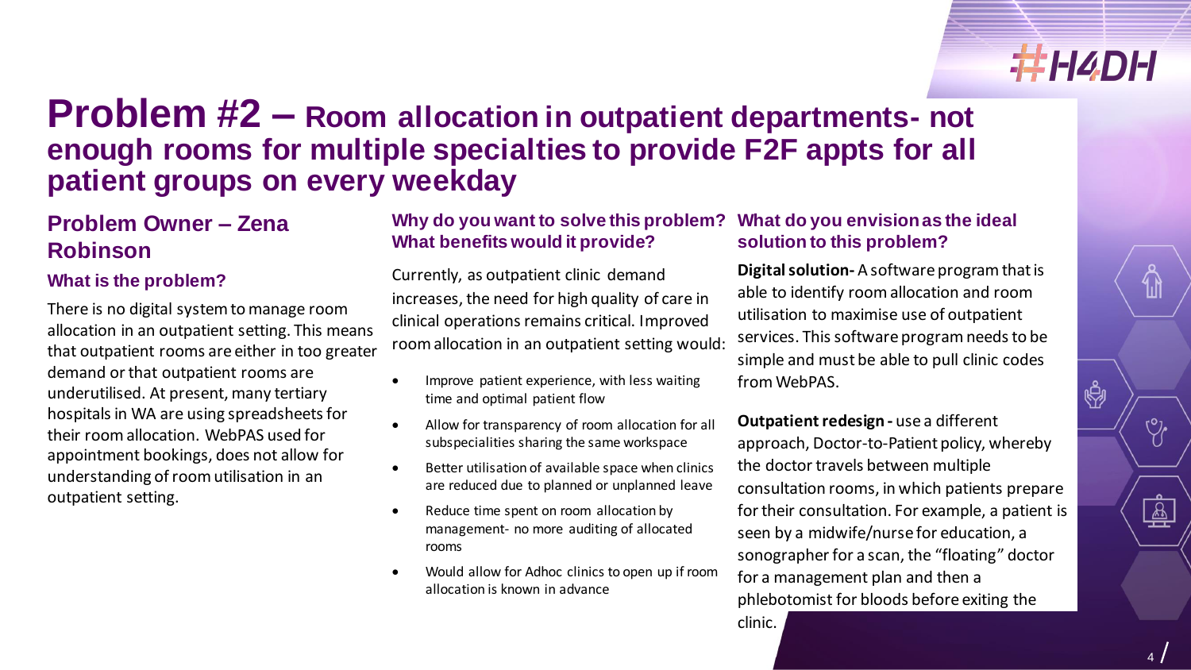# Problem #2 – Room allocation in outpatient departments- not enough rooms for multiple specialties to provide F2F appts for all patient groups on every weekday

## Problem Owner – Zena Robinson

### What is the problem?

There is no digital system to manage room allocation in an outpatient setting. This means that outpatient rooms are either in too greater demand or that outpatient rooms are underutilised. At present, many tertiary hospitals in WA are using spreadsheets for their room allocation. WebPAS used for appointment bookings, does not allow for understanding of room utilisation in an outpatient setting.

### Why do you want to solve this problem? What benefits would it provide?

Currently, as outpatient clinic demand increases, the need for high quality of care in clinical operations remains critical. Improved room allocation in an outpatient setting would:

- Improve patient experience, with less waiting time and optimal patient flow
- Allow for transparency of room allocation for all subspecialities sharing the same workspace
- Better utilisation of available space when clinics are reduced due to planned or unplanned leave
- Reduce time spent on room allocation by management- no more auditing of allocated rooms
- Would allow for Adhoc clinics to open up if room allocation is known in advance

### What do you envision as the ideal solution to this problem?

**Digital solution-** A software program that is able to identify room allocation and room utilisation to maximise use of outpatient services. This software program needs to be simple and must be able to pull clinic codes from WebPAS.

**Outpatient redesign -** use a different approach, Doctor-to-Patient policy, whereby the doctor travels between multiple consultation rooms, in which patients prepare for their consultation. For example, a patient is seen by a midwife/nurse for education, a sonographer for a scan, the “floating” doctor for a management plan and then a phlebotomist for bloods before exiting the clinic.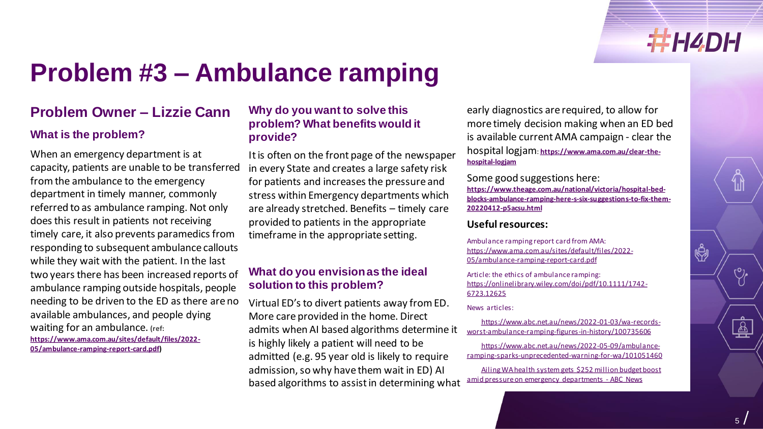# Problem #3 – Ambulance ramping

## Problem Owner – Lizzie Cann

### What is the problem?

When an emergency department is at capacity, patients are unable to be transferred from the ambulance to the emergency department in timely manner, commonly referred to as ambulance ramping. Not only does this result in patients not receiving timely care, it also prevents paramedics from responding to subsequent ambulance callouts while they wait with the patient. In the last two years there has been increased reports of ambulance ramping outside hospitals, people needing to be driven to the ED as there are no available ambulances, and people dying waiting for an ambulance. (ref: **https://www.ama.com.au/sites/default/files/2022-05/ambulance-ramping-report-card.pdf**)

### Why do you want to solve this problem? What benefits would it provide?

It is often on the front page of the newspaper in every State and creates a large safety risk for patients and increases the pressure and stress within Emergency departments which are already stretched. Benefits – timely care provided to patients in the appropriate timeframe in the appropriate setting.

### What do you envision as the ideal solution to this problem?

Virtual ED's to divert patients away from ED. More care provided in the home. Direct admits when AI based algorithms determine it is highly likely a patient will need to be admitted (e.g. 95 year old is likely to require admission, so why have them wait in ED) AI based algorithms to assist in determining what early diagnostics are required, to allow for more timely decision making when an ED bed is available current AMA campaign - clear the hospital logjam: **https://www.ama.com.au/clear-the-hospital-logjam**

Some good suggestions here: **https://www.theage.com.au/national/victoria/hospital-bed-blocks-ambulance-ramping-here-s-six-suggestions-to-fix-them-20220412-p5acsu.html**

### Useful resources:

Ambulance ramping report card from AMA: https://www.ama.com.au/sites/default/files/2022-05/ambulance-ramping-report-card.pdf

Article: the ethics of ambulance ramping: https://onlinelibrary.wiley.com/doi/pdf/10.1111/1742-6723.12625

News articles:

https://www.abc.net.au/news/2022-01-03/wa-records-worst-ambulance-ramping-figures-in-history/100735606

https://www.abc.net.au/news/2022-05-09/ambulance-ramping-sparks-unprecedented-warning-for-wa/101051460

Ailing WA health system gets $252 million budget boost amid pressure on emergency departments - ABC News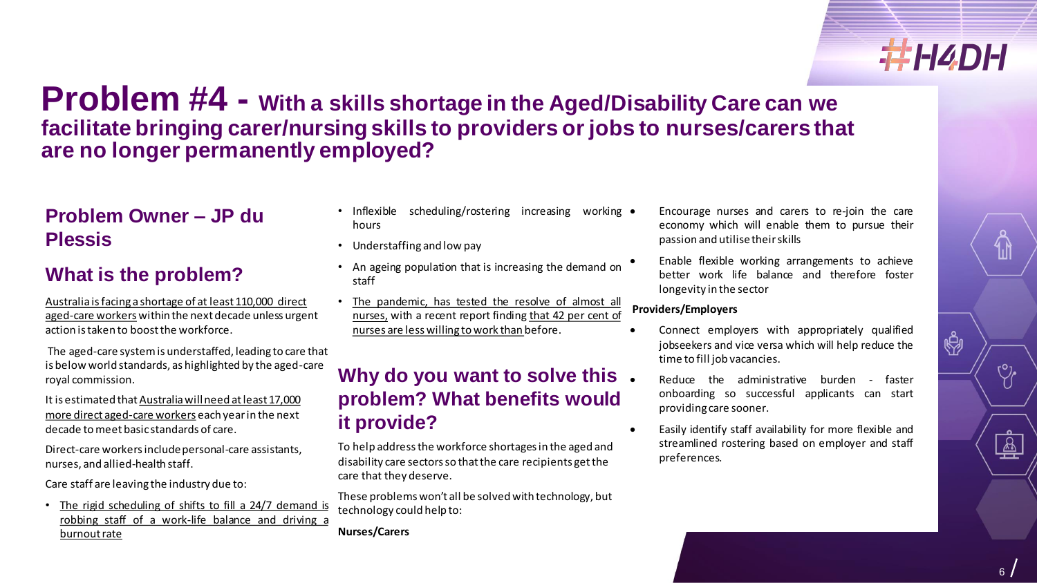# Problem #4 - With a skills shortage in the Aged/Disability Care can we facilitate bringing carer/nursing skills to providers or jobs to nurses/carers that are no longer permanently employed?

## Problem Owner – JP du Plessis

## What is the problem?

Australia is facing a shortage of at least 110,000 direct aged-care workers within the next decade unless urgent action is taken to boost the workforce.

The aged-care system is understaffed, leading to care that is below world standards, as highlighted by the aged-care royal commission.

It is estimated that Australia will need at least 17,000 more direct aged-care workers each year in the next decade to meet basic standards of care.

Direct-care workers include personal-care assistants, nurses, and allied-health staff.

Care staff are leaving the industry due to:

- The rigid scheduling of shifts to fill a 24/7 demand is robbing staff of a work-life balance and driving a burnout rate
- Inflexible scheduling/rostering increasing working hours
- Understaffing and low pay
- An ageing population that is increasing the demand on staff
- The pandemic, has tested the resolve of almost all nurses, with a recent report finding that 42 per cent of nurses are less willing to work than before.

## Why do you want to solve this problem? What benefits would it provide?

To help address the workforce shortages in the aged and disability care sectors so that the care recipients get the care that they deserve.

These problems won't all be solved with technology, but technology could help to:

**Nurses/Carers**

- Encourage nurses and carers to re-join the care economy which will enable them to pursue their passion and utilise their skills
- Enable flexible working arrangements to achieve better work life balance and therefore foster longevity in the sector

**Providers/Employers**

- Connect employers with appropriately qualified jobseekers and vice versa which will help reduce the time to fill job vacancies.
- Reduce the administrative burden - faster onboarding so successful applicants can start providing care sooner.
- Easily identify staff availability for more flexible and streamlined rostering based on employer and staff preferences.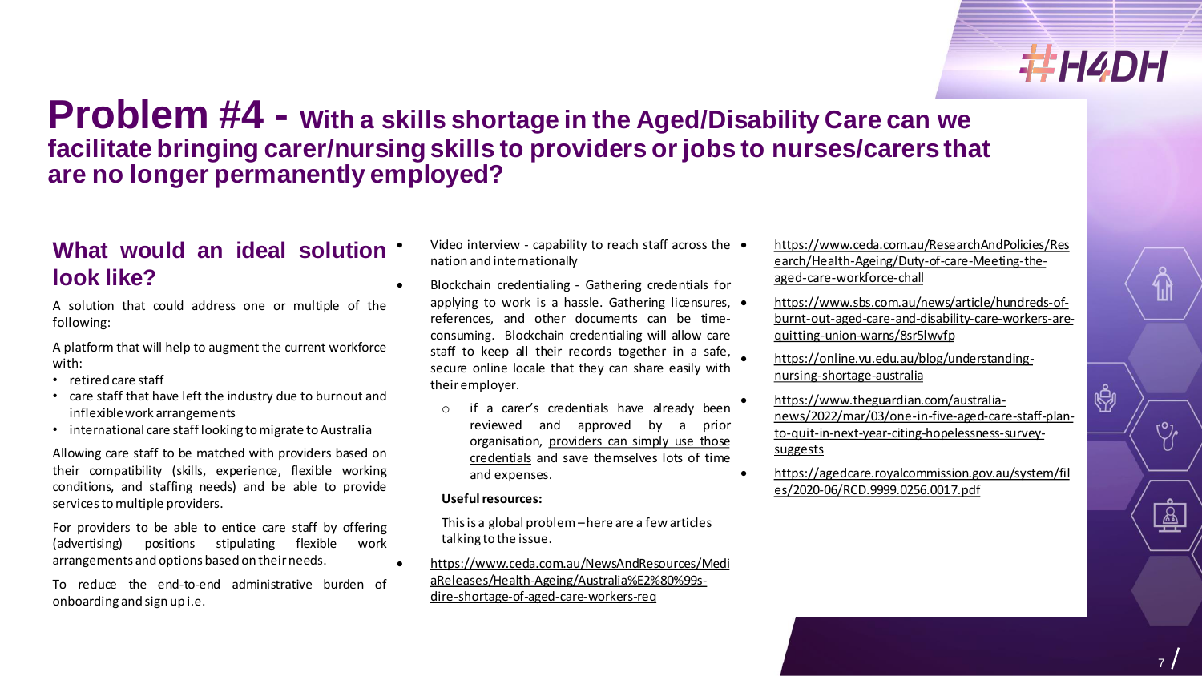# Problem #4 - With a skills shortage in the Aged/Disability Care can we facilitate bringing carer/nursing skills to providers or jobs to nurses/carers that are no longer permanently employed?

## What would an ideal solution look like?

A solution that could address one or multiple of the following:

A platform that will help to augment the current workforce with:

- retired care staff
- care staff that have left the industry due to burnout and inflexible work arrangements
- international care staff looking to migrate to Australia

Allowing care staff to be matched with providers based on their compatibility (skills, experience, flexible working conditions, and staffing needs) and be able to provide services to multiple providers.

For providers to be able to entice care staff by offering (advertising) positions stipulating flexible work arrangements and options based on their needs.

To reduce the end-to-end administrative burden of onboarding and sign up i.e.

- Video interview - capability to reach staff across the nation and internationally
- Blockchain credentialing - Gathering credentials for applying to work is a hassle. Gathering licensures, references, and other documents can be time-consuming. Blockchain credentialing will allow care staff to keep all their records together in a safe, secure online locale that they can share easily with their employer.
  - if a carer's credentials have already been reviewed and approved by a prior organisation, providers can simply use those credentials and save themselves lots of time and expenses.

**Useful resources:**

This is a global problem – here are a few articles talking to the issue.

- https://www.ceda.com.au/NewsAndResources/MediaReleases/Health-Ageing/Australia%E2%80%99s-dire-shortage-of-aged-care-workers-req
- https://www.ceda.com.au/ResearchAndPolicies/Research/Health-Ageing/Duty-of-care-Meeting-the-aged-care-workforce-chall
- https://www.sbs.com.au/news/article/hundreds-of-burnt-out-aged-care-and-disability-care-workers-are-quitting-union-warns/8sr5lwvfp
- https://online.vu.edu.au/blog/understanding-nursing-shortage-australia
- https://www.theguardian.com/australia-news/2022/mar/03/one-in-five-aged-care-staff-plan-to-quit-in-next-year-citing-hopelessness-survey-suggests
- https://agedcare.royalcommission.gov.au/system/files/2020-06/RCD.9999.0256.0017.pdf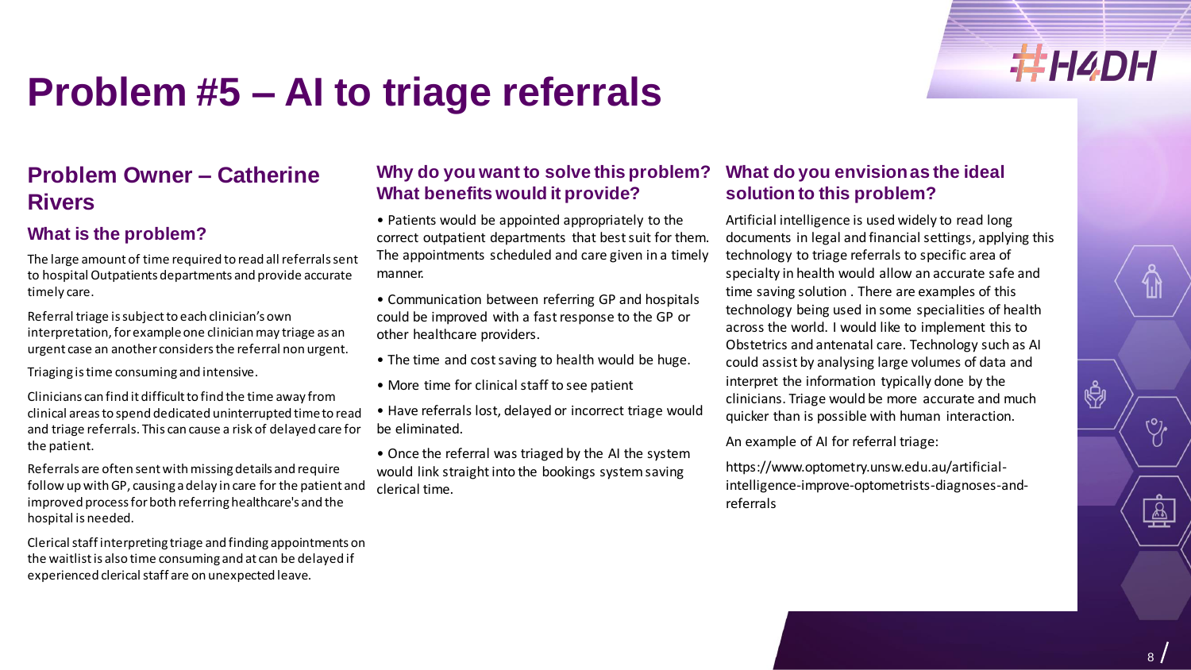# Problem #5 – AI to triage referrals

## Problem Owner – Catherine Rivers

### What is the problem?

The large amount of time required to read all referrals sent to hospital Outpatients departments and provide accurate timely care.

Referral triage is subject to each clinician's own interpretation, for example one clinician may triage as an urgent case an another considers the referral non urgent.

Triaging is time consuming and intensive.

Clinicians can find it difficult to find the time away from clinical areas to spend dedicated uninterrupted time to read and triage referrals. This can cause a risk of delayed care for the patient.

Referrals are often sent with missing details and require follow up with GP, causing a delay in care for the patient and improved process for both referring healthcare's and the hospital is needed.

Clerical staff interpreting triage and finding appointments on the waitlist is also time consuming and at can be delayed if experienced clerical staff are on unexpected leave.

### Why do you want to solve this problem? What benefits would it provide?

- Patients would be appointed appropriately to the correct outpatient departments that best suit for them. The appointments scheduled and care given in a timely manner.
- Communication between referring GP and hospitals could be improved with a fast response to the GP or other healthcare providers.
- The time and cost saving to health would be huge.
- More time for clinical staff to see patient
- Have referrals lost, delayed or incorrect triage would be eliminated.
- Once the referral was triaged by the AI the system would link straight into the bookings system saving clerical time.

### What do you envision as the ideal solution to this problem?

Artificial intelligence is used widely to read long documents in legal and financial settings, applying this technology to triage referrals to specific area of specialty in health would allow an accurate safe and time saving solution . There are examples of this technology being used in some specialities of health across the world. I would like to implement this to Obstetrics and antenatal care. Technology such as AI could assist by analysing large volumes of data and interpret the information typically done by the clinicians. Triage would be more accurate and much quicker than is possible with human interaction.

An example of AI for referral triage:

https://www.optometry.unsw.edu.au/artificial-intelligence-improve-optometrists-diagnoses-and-referrals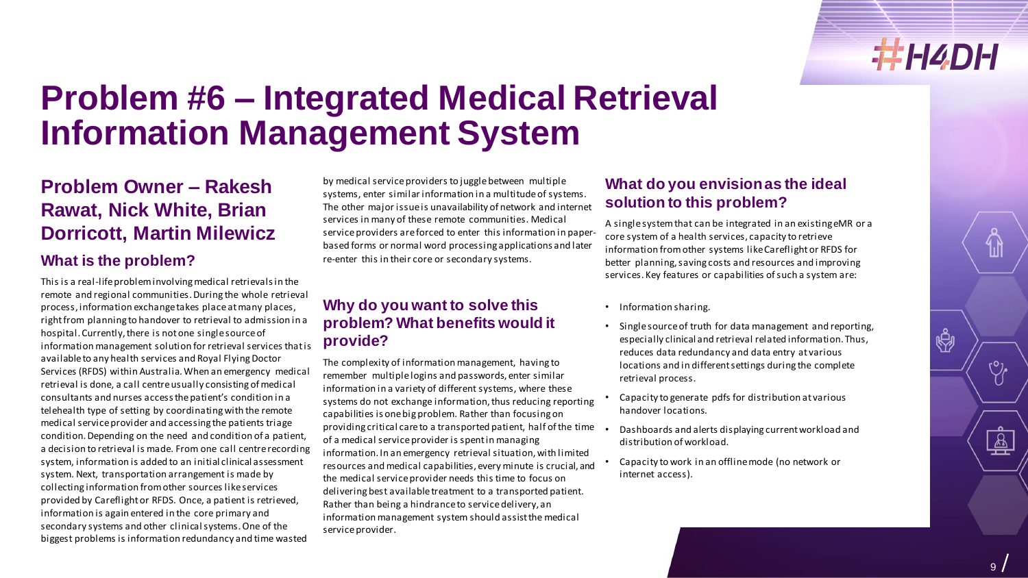# Problem #6 – Integrated Medical Retrieval Information Management System

## Problem Owner – Rakesh Rawat, Nick White, Brian Dorricott, Martin Milewicz

### What is the problem?

This is a real-life problem involving medical retrievals in the remote and regional communities. During the whole retrieval process, information exchange takes place at many places, right from planning to handover to retrieval to admission in a hospital. Currently, there is not one single source of information management solution for retrieval services that is available to any health services and Royal Flying Doctor Services (RFDS) within Australia. When an emergency medical retrieval is done, a call centre usually consisting of medical consultants and nurses access the patient's condition in a telehealth type of setting by coordinating with the remote medical service provider and accessing the patients triage condition. Depending on the need and condition of a patient, a decision to retrieval is made. From one call centre recording system, information is added to an initial clinical assessment system. Next, transportation arrangement is made by collecting information from other sources like services provided by Careflight or RFDS. Once, a patient is retrieved, information is again entered in the core primary and secondary systems and other clinical systems. One of the biggest problems is information redundancy and time wasted by medical service providers to juggle between multiple systems, enter similar information in a multitude of systems. The other major issue is unavailability of network and internet services in many of these remote communities. Medical service providers are forced to enter this information in paper-based forms or normal word processing applications and later re-enter this in their core or secondary systems.

### Why do you want to solve this problem? What benefits would it provide?

The complexity of information management, having to remember multiple logins and passwords, enter similar information in a variety of different systems, where these systems do not exchange information, thus reducing reporting capabilities is one big problem. Rather than focusing on providing critical care to a transported patient, half of the time of a medical service provider is spent in managing information. In an emergency retrieval situation, with limited resources and medical capabilities, every minute is crucial, and the medical service provider needs this time to focus on delivering best available treatment to a transported patient. Rather than being a hindrance to service delivery, an information management system should assist the medical service provider.

### What do you envision as the ideal solution to this problem?

A single system that can be integrated in an existing eMR or a core system of a health services, capacity to retrieve information from other systems like Careflight or RFDS for better planning, saving costs and resources and improving services. Key features or capabilities of such a system are:

- Information sharing.
- Single source of truth for data management and reporting, especially clinical and retrieval related information. Thus, reduces data redundancy and data entry at various locations and in different settings during the complete retrieval process.
- Capacity to generate pdfs for distribution at various handover locations.
- Dashboards and alerts displaying current workload and distribution of workload.
- Capacity to work in an offline mode (no network or internet access).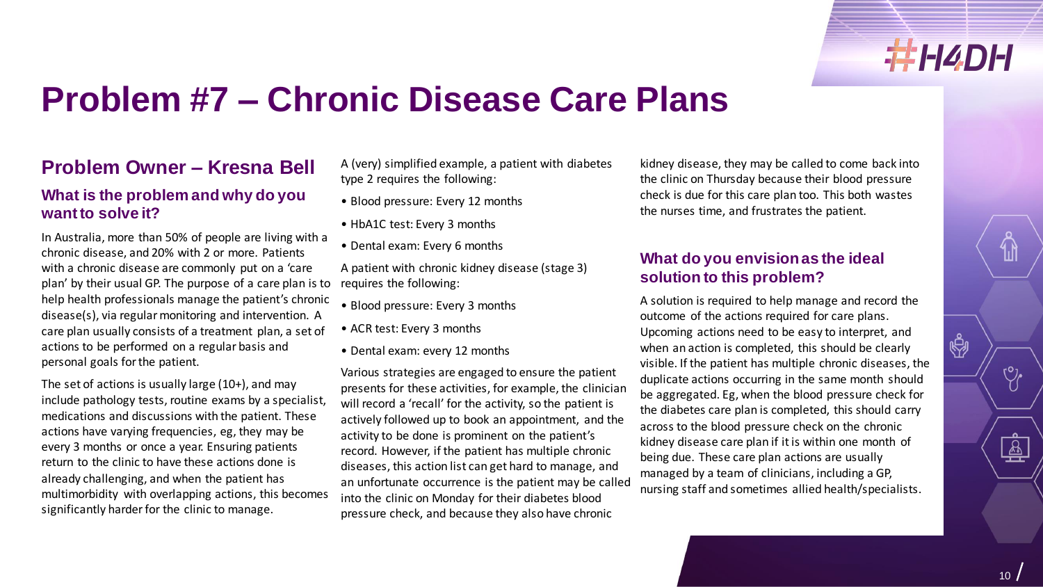# Problem #7 – Chronic Disease Care Plans

## Problem Owner – Kresna Bell

### What is the problem and why do you want to solve it?

In Australia, more than 50% of people are living with a chronic disease, and 20% with 2 or more. Patients with a chronic disease are commonly put on a 'care plan' by their usual GP. The purpose of a care plan is to help health professionals manage the patient's chronic disease(s), via regular monitoring and intervention. A care plan usually consists of a treatment plan, a set of actions to be performed on a regular basis and personal goals for the patient.

The set of actions is usually large (10+), and may include pathology tests, routine exams by a specialist, medications and discussions with the patient. These actions have varying frequencies, eg, they may be every 3 months or once a year. Ensuring patients return to the clinic to have these actions done is already challenging, and when the patient has multimorbidity with overlapping actions, this becomes significantly harder for the clinic to manage.

A (very) simplified example, a patient with diabetes type 2 requires the following:

- Blood pressure: Every 12 months
- HbA1C test: Every 3 months
- Dental exam: Every 6 months

A patient with chronic kidney disease (stage 3) requires the following:

- Blood pressure: Every 3 months
- ACR test: Every 3 months
- Dental exam: every 12 months

Various strategies are engaged to ensure the patient presents for these activities, for example, the clinician will record a 'recall' for the activity, so the patient is actively followed up to book an appointment, and the activity to be done is prominent on the patient's record. However, if the patient has multiple chronic diseases, this action list can get hard to manage, and an unfortunate occurrence is the patient may be called into the clinic on Monday for their diabetes blood pressure check, and because they also have chronic kidney disease, they may be called to come back into the clinic on Thursday because their blood pressure check is due for this care plan too. This both wastes the nurses time, and frustrates the patient.

### What do you envision as the ideal solution to this problem?

A solution is required to help manage and record the outcome of the actions required for care plans. Upcoming actions need to be easy to interpret, and when an action is completed, this should be clearly visible. If the patient has multiple chronic diseases, the duplicate actions occurring in the same month should be aggregated. Eg, when the blood pressure check for the diabetes care plan is completed, this should carry across to the blood pressure check on the chronic kidney disease care plan if it is within one month of being due. These care plan actions are usually managed by a team of clinicians, including a GP, nursing staff and sometimes allied health/specialists.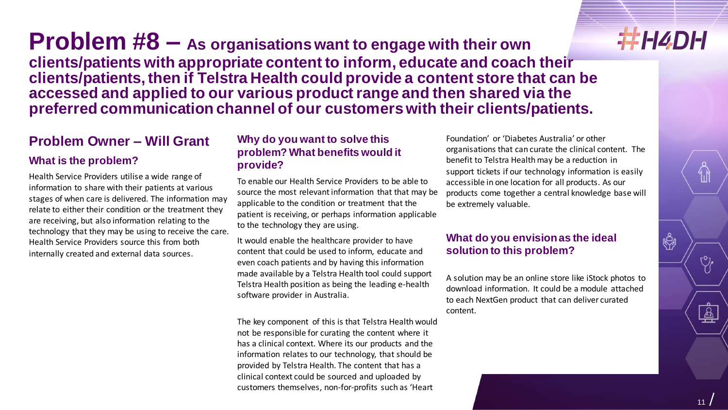# Problem #8 – As organisations want to engage with their own clients/patients with appropriate content to inform, educate and coach their clients/patients, then if Telstra Health could provide a content store that can be accessed and applied to our various product range and then shared via the preferred communication channel of our customers with their clients/patients.

## Problem Owner – Will Grant

### What is the problem?

Health Service Providers utilise a wide range of information to share with their patients at various stages of when care is delivered. The information may relate to either their condition or the treatment they are receiving, but also information relating to the technology that they may be using to receive the care. Health Service Providers source this from both internally created and external data sources.

### Why do you want to solve this problem? What benefits would it provide?

To enable our Health Service Providers to be able to source the most relevant information that that may be applicable to the condition or treatment that the patient is receiving, or perhaps information applicable to the technology they are using.

It would enable the healthcare provider to have content that could be used to inform, educate and even coach patients and by having this information made available by a Telstra Health tool could support Telstra Health position as being the leading e-health software provider in Australia.

The key component of this is that Telstra Health would not be responsible for curating the content where it has a clinical context. Where its our products and the information relates to our technology, that should be provided by Telstra Health. The content that has a clinical context could be sourced and uploaded by customers themselves, non-for-profits such as 'Heart Foundation' or 'Diabetes Australia' or other organisations that can curate the clinical content. The benefit to Telstra Health may be a reduction in support tickets if our technology information is easily accessible in one location for all products. As our products come together a central knowledge base will be extremely valuable.

### What do you envision as the ideal solution to this problem?

A solution may be an online store like iStock photos to download information. It could be a module attached to each NextGen product that can deliver curated content.